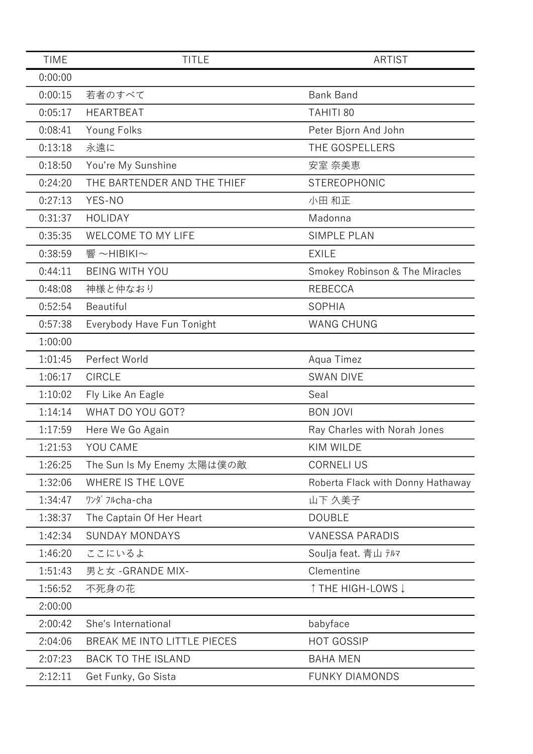| TIME | TITLE | ARTIST |
| --- | --- | --- |
| 0:00:00 | | |
| 0:00:15 | 若者のすべて | Bank Band |
| 0:05:17 | HEARTBEAT | TAHITI 80 |
| 0:08:41 | Young Folks | Peter Bjorn And John |
| 0:13:18 | 永遠に | THE GOSPELLERS |
| 0:18:50 | You're My Sunshine | 安室 奈美恵 |
| 0:24:20 | THE BARTENDER AND THE THIEF | STEREOPHONIC |
| 0:27:13 | YES-NO | 小田 和正 |
| 0:31:37 | HOLIDAY | Madonna |
| 0:35:35 | WELCOME TO MY LIFE | SIMPLE PLAN |
| 0:38:59 | 響 ～HIBIKI～ | EXILE |
| 0:44:11 | BEING WITH YOU | Smokey Robinson & The Miracles |
| 0:48:08 | 神様と仲なおり | REBECCA |
| 0:52:54 | Beautiful | SOPHIA |
| 0:57:38 | Everybody Have Fun Tonight | WANG CHUNG |
| 1:00:00 | | |
| 1:01:45 | Perfect World | Aqua Timez |
| 1:06:17 | CIRCLE | SWAN DIVE |
| 1:10:02 | Fly Like An Eagle | Seal |
| 1:14:14 | WHAT DO YOU GOT? | BON JOVI |
| 1:17:59 | Here We Go Again | Ray Charles with Norah Jones |
| 1:21:53 | YOU CAME | KIM WILDE |
| 1:26:25 | The Sun Is My Enemy 太陽は僕の敵 | CORNELI US |
| 1:32:06 | WHERE IS THE LOVE | Roberta Flack with Donny Hathaway |
| 1:34:47 | ﾜﾝﾀﾞﾌﾙcha-cha | 山下 久美子 |
| 1:38:37 | The Captain Of Her Heart | DOUBLE |
| 1:42:34 | SUNDAY MONDAYS | VANESSA PARADIS |
| 1:46:20 | ここにいるよ | Soulja feat. 青山 ﾃﾙﾏ |
| 1:51:43 | 男と女 -GRANDE MIX- | Clementine |
| 1:56:52 | 不死身の花 | ↑THE HIGH-LOWS↓ |
| 2:00:00 | | |
| 2:00:42 | She's International | babyface |
| 2:04:06 | BREAK ME INTO LITTLE PIECES | HOT GOSSIP |
| 2:07:23 | BACK TO THE ISLAND | BAHA MEN |
| 2:12:11 | Get Funky, Go Sista | FUNKY DIAMONDS |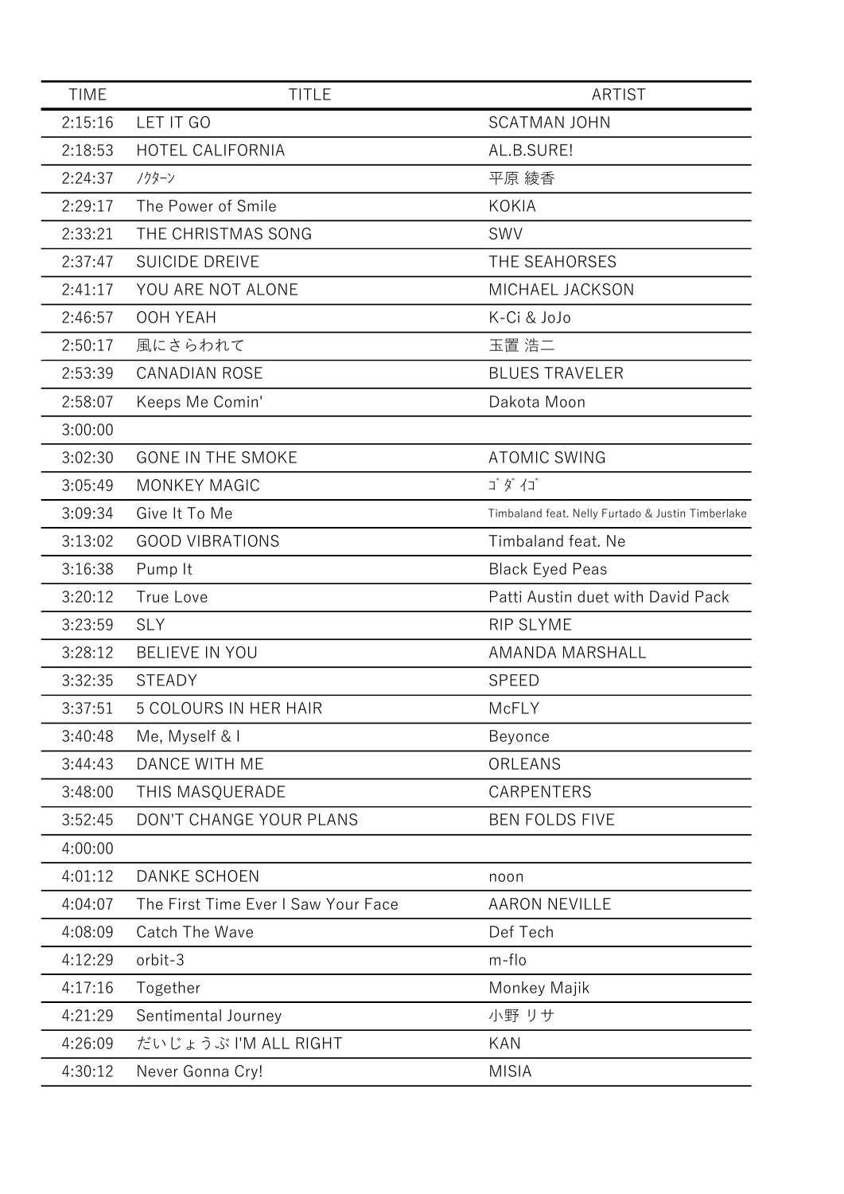| TIME | TITLE | ARTIST |
| --- | --- | --- |
| 2:15:16 | LET IT GO | SCATMAN JOHN |
| 2:18:53 | HOTEL CALIFORNIA | AL.B.SURE! |
| 2:24:37 | ﾉｸﾀｰﾝ | 平原 綾香 |
| 2:29:17 | The Power of Smile | KOKIA |
| 2:33:21 | THE CHRISTMAS SONG | SWV |
| 2:37:47 | SUICIDE DREIVE | THE SEAHORSES |
| 2:41:17 | YOU ARE NOT ALONE | MICHAEL JACKSON |
| 2:46:57 | OOH YEAH | K-Ci & JoJo |
| 2:50:17 | 風にさらわれて | 玉置 浩二 |
| 2:53:39 | CANADIAN ROSE | BLUES TRAVELER |
| 2:58:07 | Keeps Me Comin' | Dakota Moon |
| 3:00:00 | | |
| 3:02:30 | GONE IN THE SMOKE | ATOMIC SWING |
| 3:05:49 | MONKEY MAGIC | ｺﾞﾀﾞｲｺﾞ |
| 3:09:34 | Give It To Me | Timbaland feat. Nelly Furtado & Justin Timberlake |
| 3:13:02 | GOOD VIBRATIONS | Timbaland feat. Ne |
| 3:16:38 | Pump It | Black Eyed Peas |
| 3:20:12 | True Love | Patti Austin duet with David Pack |
| 3:23:59 | SLY | RIP SLYME |
| 3:28:12 | BELIEVE IN YOU | AMANDA MARSHALL |
| 3:32:35 | STEADY | SPEED |
| 3:37:51 | 5 COLOURS IN HER HAIR | McFLY |
| 3:40:48 | Me, Myself & I | Beyonce |
| 3:44:43 | DANCE WITH ME | ORLEANS |
| 3:48:00 | THIS MASQUERADE | CARPENTERS |
| 3:52:45 | DON'T CHANGE YOUR PLANS | BEN FOLDS FIVE |
| 4:00:00 | | |
| 4:01:12 | DANKE SCHOEN | noon |
| 4:04:07 | The First Time Ever I Saw Your Face | AARON NEVILLE |
| 4:08:09 | Catch The Wave | Def Tech |
| 4:12:29 | orbit-3 | m-flo |
| 4:17:16 | Together | Monkey Majik |
| 4:21:29 | Sentimental Journey | 小野 リサ |
| 4:26:09 | だいじょうぶ I'M ALL RIGHT | KAN |
| 4:30:12 | Never Gonna Cry! | MISIA |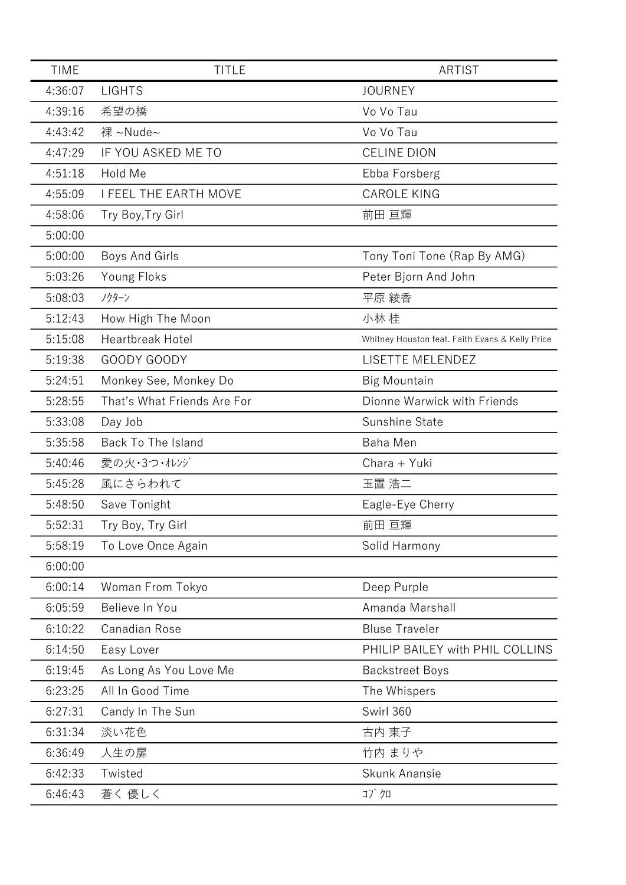| TIME | TITLE | ARTIST |
| --- | --- | --- |
| 4:36:07 | LIGHTS | JOURNEY |
| 4:39:16 | 希望の橋 | Vo Vo Tau |
| 4:43:42 | 裸 ~Nude~ | Vo Vo Tau |
| 4:47:29 | IF YOU ASKED ME TO | CELINE DION |
| 4:51:18 | Hold Me | Ebba Forsberg |
| 4:55:09 | I FEEL THE EARTH MOVE | CAROLE KING |
| 4:58:06 | Try Boy,Try Girl | 前田 亘輝 |
| 5:00:00 | | |
| 5:00:00 | Boys And Girls | Tony Toni Tone (Rap By AMG) |
| 5:03:26 | Young Floks | Peter Bjorn And John |
| 5:08:03 | ﾉｸﾀｰﾝ | 平原 綾香 |
| 5:12:43 | How High The Moon | 小林 桂 |
| 5:15:08 | Heartbreak Hotel | Whitney Houston feat. Faith Evans & Kelly Price |
| 5:19:38 | GOODY GOODY | LISETTE MELENDEZ |
| 5:24:51 | Monkey See, Monkey Do | Big Mountain |
| 5:28:55 | That's What Friends Are For | Dionne Warwick with Friends |
| 5:33:08 | Day Job | Sunshine State |
| 5:35:58 | Back To The Island | Baha Men |
| 5:40:46 | 愛の火･3つ･ｵﾚﾝｼﾞ | Chara + Yuki |
| 5:45:28 | 風にさらわれて | 玉置 浩二 |
| 5:48:50 | Save Tonight | Eagle-Eye Cherry |
| 5:52:31 | Try Boy, Try Girl | 前田 亘輝 |
| 5:58:19 | To Love Once Again | Solid Harmony |
| 6:00:00 | | |
| 6:00:14 | Woman From Tokyo | Deep Purple |
| 6:05:59 | Believe In You | Amanda Marshall |
| 6:10:22 | Canadian Rose | Bluse Traveler |
| 6:14:50 | Easy Lover | PHILIP BAILEY with PHIL COLLINS |
| 6:19:45 | As Long As You Love Me | Backstreet Boys |
| 6:23:25 | All In Good Time | The Whispers |
| 6:27:31 | Candy In The Sun | Swirl 360 |
| 6:31:34 | 淡い花色 | 古内 東子 |
| 6:36:49 | 人生の扉 | 竹内 まりや |
| 6:42:33 | Twisted | Skunk Anansie |
| 6:46:43 | 蒼く 優しく | ｺﾌﾞｸﾛ |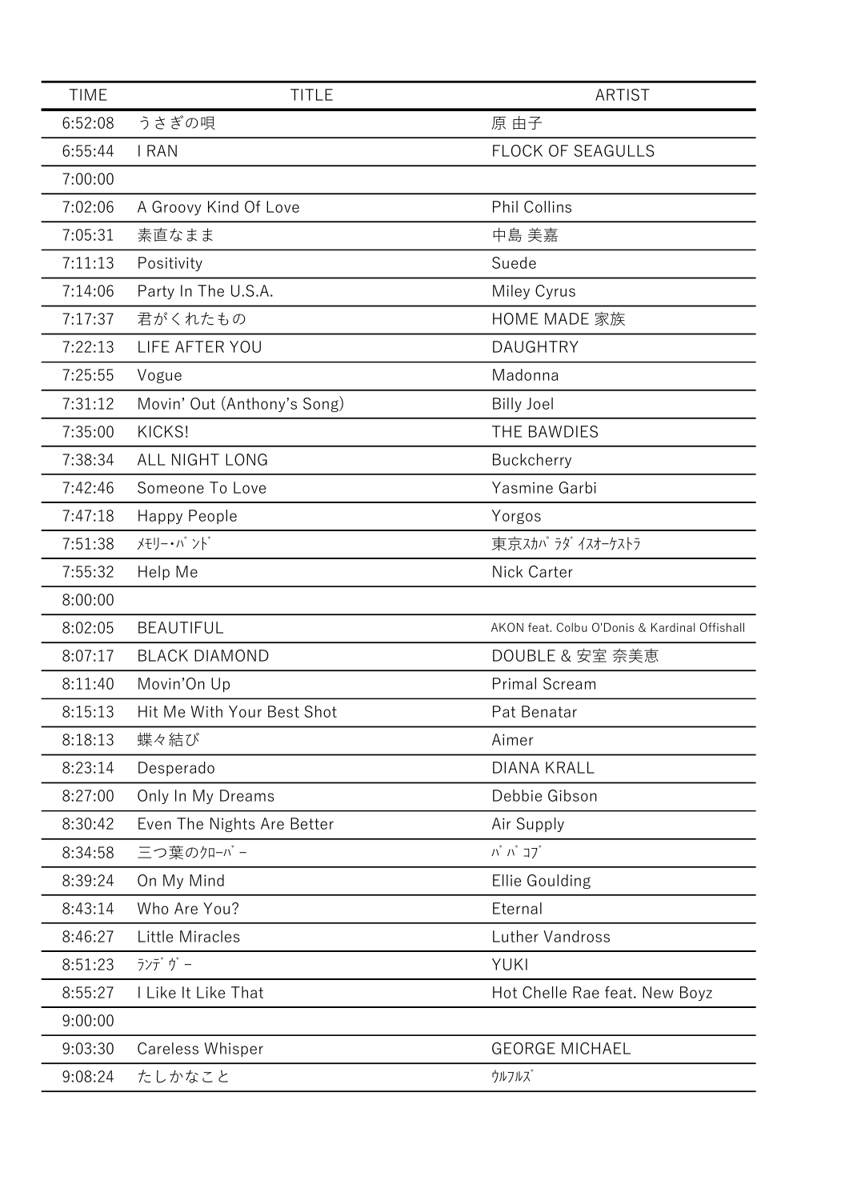| TIME | TITLE | ARTIST |
|---|---|---|
| 6:52:08 | うさぎの唄 | 原 由子 |
| 6:55:44 | I RAN | FLOCK OF SEAGULLS |
| 7:00:00 | | |
| 7:02:06 | A Groovy Kind Of Love | Phil Collins |
| 7:05:31 | 素直なまま | 中島 美嘉 |
| 7:11:13 | Positivity | Suede |
| 7:14:06 | Party In The U.S.A. | Miley Cyrus |
| 7:17:37 | 君がくれたもの | HOME MADE 家族 |
| 7:22:13 | LIFE AFTER YOU | DAUGHTRY |
| 7:25:55 | Vogue | Madonna |
| 7:31:12 | Movin' Out (Anthony's Song) | Billy Joel |
| 7:35:00 | KICKS! | THE BAWDIES |
| 7:38:34 | ALL NIGHT LONG | Buckcherry |
| 7:42:46 | Someone To Love | Yasmine Garbi |
| 7:47:18 | Happy People | Yorgos |
| 7:51:38 | ﾒﾓﾘｰ･ﾊﾞﾝﾄﾞ | 東京ｽｶﾊﾟﾗﾀﾞｲｽｵｰｹｽﾄﾗ |
| 7:55:32 | Help Me | Nick Carter |
| 8:00:00 | | |
| 8:02:05 | BEAUTIFUL | AKON feat. Colbu O'Donis & Kardinal Offishall |
| 8:07:17 | BLACK DIAMOND | DOUBLE & 安室 奈美恵 |
| 8:11:40 | Movin'On Up | Primal Scream |
| 8:15:13 | Hit Me With Your Best Shot | Pat Benatar |
| 8:18:13 | 蝶々結び | Aimer |
| 8:23:14 | Desperado | DIANA KRALL |
| 8:27:00 | Only In My Dreams | Debbie Gibson |
| 8:30:42 | Even The Nights Are Better | Air Supply |
| 8:34:58 | 三つ葉のｸﾛｰﾊﾞｰ | ﾊﾟﾊﾟｺﾌﾞ |
| 8:39:24 | On My Mind | Ellie Goulding |
| 8:43:14 | Who Are You? | Eternal |
| 8:46:27 | Little Miracles | Luther Vandross |
| 8:51:23 | ﾗﾝﾃﾞｳﾞｰ | YUKI |
| 8:55:27 | I Like It Like That | Hot Chelle Rae feat. New Boyz |
| 9:00:00 | | |
| 9:03:30 | Careless Whisper | GEORGE MICHAEL |
| 9:08:24 | たしかなこと | ｳﾙﾌﾙｽﾞ |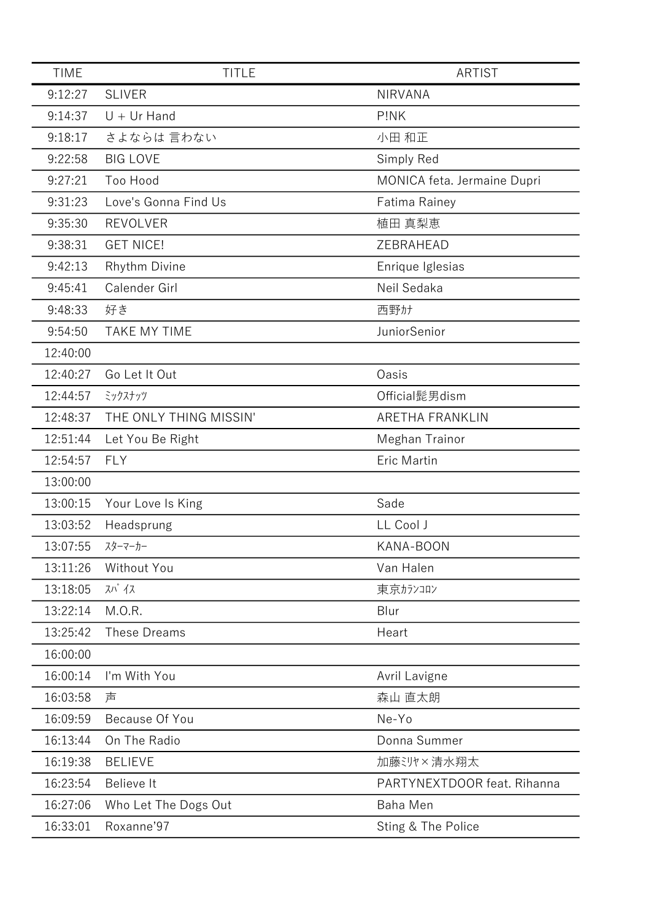| TIME | TITLE | ARTIST |
| --- | --- | --- |
| 9:12:27 | SLIVER | NIRVANA |
| 9:14:37 | U + Ur Hand | P!NK |
| 9:18:17 | さよならは 言わない | 小田 和正 |
| 9:22:58 | BIG LOVE | Simply Red |
| 9:27:21 | Too Hood | MONICA feta. Jermaine Dupri |
| 9:31:23 | Love's Gonna Find Us | Fatima Rainey |
| 9:35:30 | REVOLVER | 植田 真梨恵 |
| 9:38:31 | GET NICE! | ZEBRAHEAD |
| 9:42:13 | Rhythm Divine | Enrique Iglesias |
| 9:45:41 | Calender Girl | Neil Sedaka |
| 9:48:33 | 好き | 西野ｶﾅ |
| 9:54:50 | TAKE MY TIME | JuniorSenior |
| 12:40:00 | | |
| 12:40:27 | Go Let It Out | Oasis |
| 12:44:57 | ﾐｯｸｽﾅｯﾂ | Official髭男dism |
| 12:48:37 | THE ONLY THING MISSIN' | ARETHA FRANKLIN |
| 12:51:44 | Let You Be Right | Meghan Trainor |
| 12:54:57 | FLY | Eric Martin |
| 13:00:00 | | |
| 13:00:15 | Your Love Is King | Sade |
| 13:03:52 | Headsprung | LL Cool J |
| 13:07:55 | ｽﾀｰﾏｰｶｰ | KANA-BOON |
| 13:11:26 | Without You | Van Halen |
| 13:18:05 | ｽﾊﾟｲｽ | 東京ｶﾗﾝｺﾛﾝ |
| 13:22:14 | M.O.R. | Blur |
| 13:25:42 | These Dreams | Heart |
| 16:00:00 | | |
| 16:00:14 | I'm With You | Avril Lavigne |
| 16:03:58 | 声 | 森山 直太朗 |
| 16:09:59 | Because Of You | Ne-Yo |
| 16:13:44 | On The Radio | Donna Summer |
| 16:19:38 | BELIEVE | 加藤ﾐﾘﾔ×清水翔太 |
| 16:23:54 | Believe It | PARTYNEXTDOOR feat. Rihanna |
| 16:27:06 | Who Let The Dogs Out | Baha Men |
| 16:33:01 | Roxanne'97 | Sting & The Police |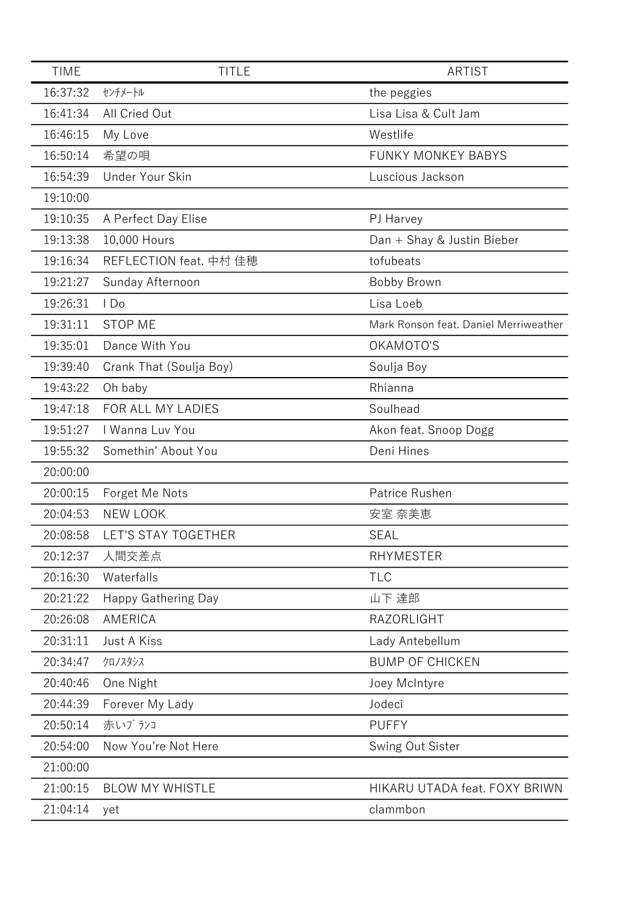| TIME | TITLE | ARTIST |
| --- | --- | --- |
| 16:37:32 | ｾﾝﾁﾒｰﾄﾙ | the peggies |
| 16:41:34 | All Cried Out | Lisa Lisa & Cult Jam |
| 16:46:15 | My Love | Westlife |
| 16:50:14 | 希望の唄 | FUNKY MONKEY BABYS |
| 16:54:39 | Under Your Skin | Luscious Jackson |
| 19:10:00 | | |
| 19:10:35 | A Perfect Day Elise | PJ Harvey |
| 19:13:38 | 10,000 Hours | Dan + Shay & Justin Bieber |
| 19:16:34 | REFLECTION feat. 中村 佳穂 | tofubeats |
| 19:21:27 | Sunday Afternoon | Bobby Brown |
| 19:26:31 | I Do | Lisa Loeb |
| 19:31:11 | STOP ME | Mark Ronson feat. Daniel Merriweather |
| 19:35:01 | Dance With You | OKAMOTO'S |
| 19:39:40 | Crank That (Soulja Boy) | Soulja Boy |
| 19:43:22 | Oh baby | Rhianna |
| 19:47:18 | FOR ALL MY LADIES | Soulhead |
| 19:51:27 | I Wanna Luv You | Akon feat. Snoop Dogg |
| 19:55:32 | Somethin' About You | Deni Hines |
| 20:00:00 | | |
| 20:00:15 | Forget Me Nots | Patrice Rushen |
| 20:04:53 | NEW LOOK | 安室 奈美恵 |
| 20:08:58 | LET'S STAY TOGETHER | SEAL |
| 20:12:37 | 人間交差点 | RHYMESTER |
| 20:16:30 | Waterfalls | TLC |
| 20:21:22 | Happy Gathering Day | 山下 達郎 |
| 20:26:08 | AMERICA | RAZORLIGHT |
| 20:31:11 | Just A Kiss | Lady Antebellum |
| 20:34:47 | ｸﾛﾉｽﾀｼｽ | BUMP OF CHICKEN |
| 20:40:46 | One Night | Joey McIntyre |
| 20:44:39 | Forever My Lady | Jodeci |
| 20:50:14 | 赤いﾌﾞﾗﾝｺ | PUFFY |
| 20:54:00 | Now You're Not Here | Swing Out Sister |
| 21:00:00 | | |
| 21:00:15 | BLOW MY WHISTLE | HIKARU UTADA feat. FOXY BRIWN |
| 21:04:14 | yet | clammbon |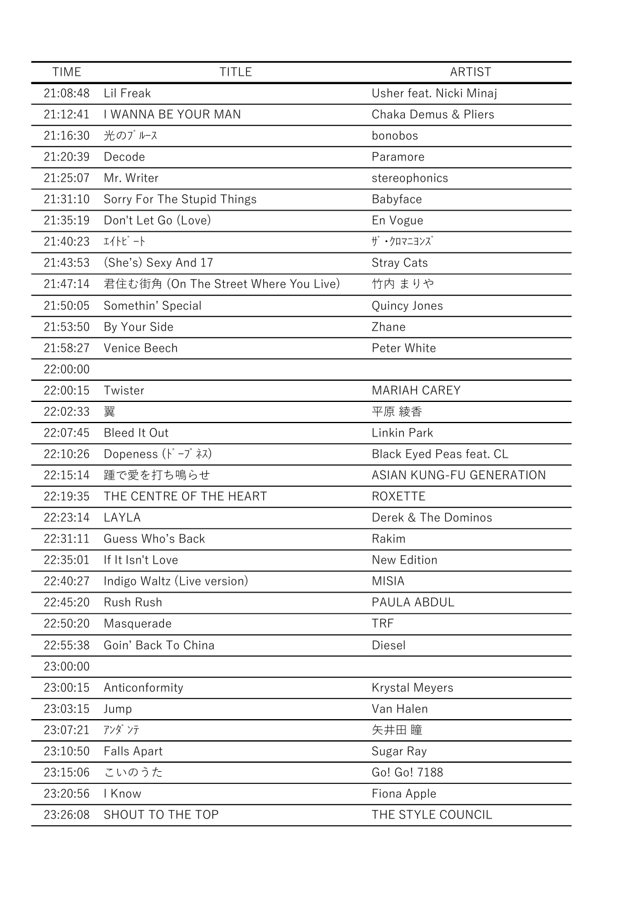| TIME | TITLE | ARTIST |
| --- | --- | --- |
| 21:08:48 | Lil Freak | Usher feat. Nicki Minaj |
| 21:12:41 | I WANNA BE YOUR MAN | Chaka Demus & Pliers |
| 21:16:30 | 光のﾌﾞﾙｰｽ | bonobos |
| 21:20:39 | Decode | Paramore |
| 21:25:07 | Mr. Writer | stereophonics |
| 21:31:10 | Sorry For The Stupid Things | Babyface |
| 21:35:19 | Don't Let Go (Love) | En Vogue |
| 21:40:23 | ｴｲﾄﾋﾞｰﾄ | ｻﾞ・ｸﾛﾏﾆﾖﾝｽﾞ |
| 21:43:53 | (She's) Sexy And 17 | Stray Cats |
| 21:47:14 | 君住む街角 (On The Street Where You Live) | 竹内 まりや |
| 21:50:05 | Somethin' Special | Quincy Jones |
| 21:53:50 | By Your Side | Zhane |
| 21:58:27 | Venice Beech | Peter White |
| 22:00:00 | | |
| 22:00:15 | Twister | MARIAH CAREY |
| 22:02:33 | 翼 | 平原 綾香 |
| 22:07:45 | Bleed It Out | Linkin Park |
| 22:10:26 | Dopeness (ﾄﾞｰﾌﾟﾈｽ) | Black Eyed Peas feat. CL |
| 22:15:14 | 踵で愛を打ち鳴らせ | ASIAN KUNG-FU GENERATION |
| 22:19:35 | THE CENTRE OF THE HEART | ROXETTE |
| 22:23:14 | LAYLA | Derek & The Dominos |
| 22:31:11 | Guess Who's Back | Rakim |
| 22:35:01 | If It Isn't Love | New Edition |
| 22:40:27 | Indigo Waltz (Live version) | MISIA |
| 22:45:20 | Rush Rush | PAULA ABDUL |
| 22:50:20 | Masquerade | TRF |
| 22:55:38 | Goin' Back To China | Diesel |
| 23:00:00 | | |
| 23:00:15 | Anticonformity | Krystal Meyers |
| 23:03:15 | Jump | Van Halen |
| 23:07:21 | ｱﾝﾀﾞｿﾃ | 矢井田 瞳 |
| 23:10:50 | Falls Apart | Sugar Ray |
| 23:15:06 | こいのうた | Go! Go! 7188 |
| 23:20:56 | I Know | Fiona Apple |
| 23:26:08 | SHOUT TO THE TOP | THE STYLE COUNCIL |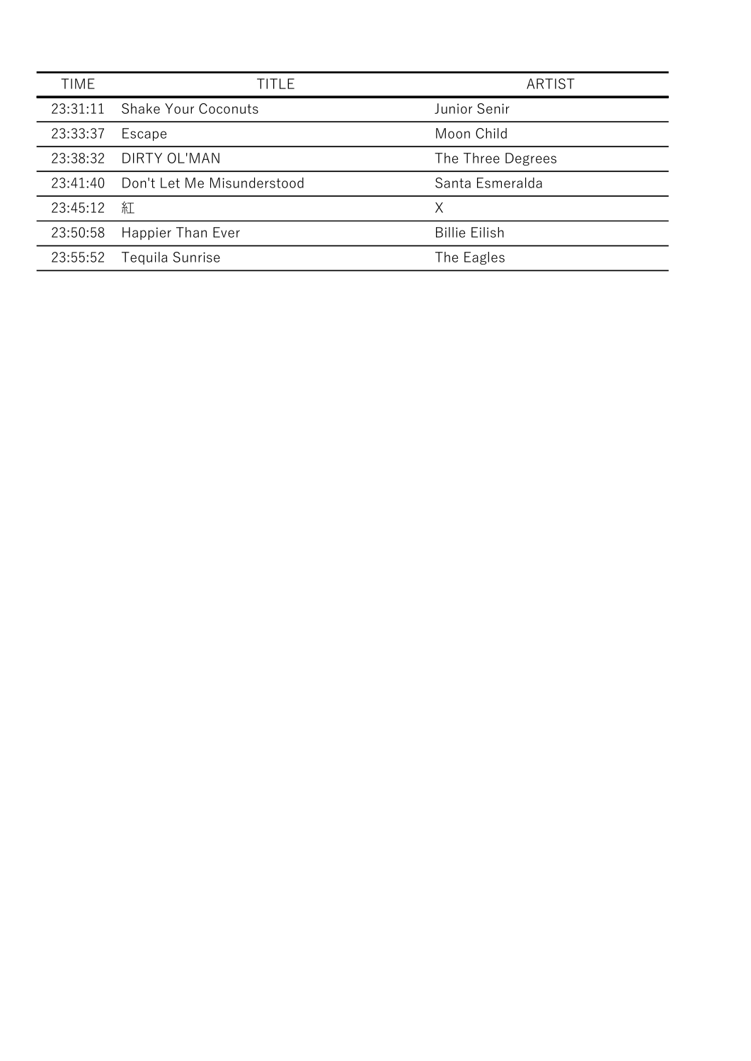| TIME | TITLE | ARTIST |
| --- | --- | --- |
| 23:31:11 | Shake Your Coconuts | Junior Senir |
| 23:33:37 | Escape | Moon Child |
| 23:38:32 | DIRTY OL'MAN | The Three Degrees |
| 23:41:40 | Don't Let Me Misunderstood | Santa Esmeralda |
| 23:45:12 | 紅 | X |
| 23:50:58 | Happier Than Ever | Billie Eilish |
| 23:55:52 | Tequila Sunrise | The Eagles |